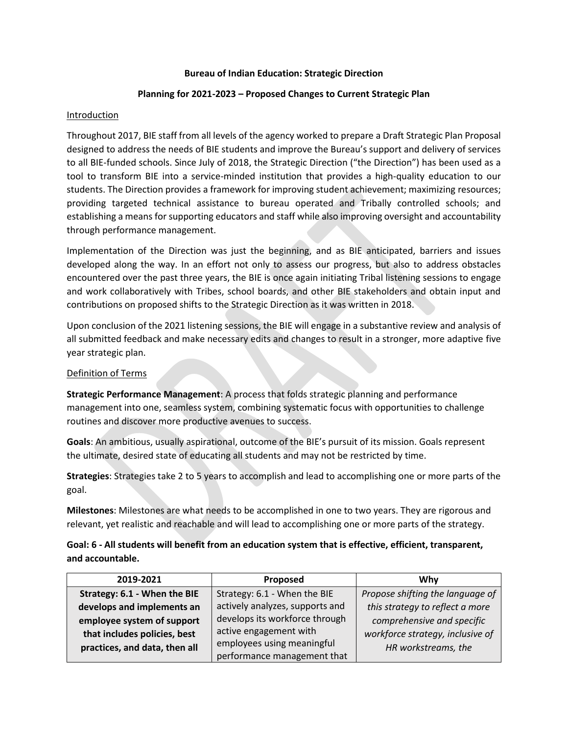**Bureau of Indian Education: Strategic Direction**

**Planning for 2021-2023 – Proposed Changes to Current Strategic Plan**

Introduction

Throughout 2017, BIE staff from all levels of the agency worked to prepare a Draft Strategic Plan Proposal designed to address the needs of BIE students and improve the Bureau's support and delivery of services to all BIE-funded schools. Since July of 2018, the Strategic Direction ("the Direction") has been used as a tool to transform BIE into a service-minded institution that provides a high-quality education to our students. The Direction provides a framework for improving student achievement; maximizing resources; providing targeted technical assistance to bureau operated and Tribally controlled schools; and establishing a means for supporting educators and staff while also improving oversight and accountability through performance management.

Implementation of the Direction was just the beginning, and as BIE anticipated, barriers and issues developed along the way. In an effort not only to assess our progress, but also to address obstacles encountered over the past three years, the BIE is once again initiating Tribal listening sessions to engage and work collaboratively with Tribes, school boards, and other BIE stakeholders and obtain input and contributions on proposed shifts to the Strategic Direction as it was written in 2018.

Upon conclusion of the 2021 listening sessions, the BIE will engage in a substantive review and analysis of all submitted feedback and make necessary edits and changes to result in a stronger, more adaptive five year strategic plan.

Definition of Terms

**Strategic Performance Management**: A process that folds strategic planning and performance management into one, seamless system, combining systematic focus with opportunities to challenge routines and discover more productive avenues to success.

**Goals**: An ambitious, usually aspirational, outcome of the BIE's pursuit of its mission. Goals represent the ultimate, desired state of educating all students and may not be restricted by time.

**Strategies**: Strategies take 2 to 5 years to accomplish and lead to accomplishing one or more parts of the goal.

**Milestones**: Milestones are what needs to be accomplished in one to two years. They are rigorous and relevant, yet realistic and reachable and will lead to accomplishing one or more parts of the strategy.

**Goal: 6 - All students will benefit from an education system that is effective, efficient, transparent, and accountable.**

| 2019-2021 | Proposed | Why |
| --- | --- | --- |
| **Strategy: 6.1 - When the BIE develops and implements an employee system of support that includes policies, best practices, and data, then all** | Strategy: 6.1 - When the BIE actively analyzes, supports and develops its workforce through active engagement with employees using meaningful performance management that | *Propose shifting the language of this strategy to reflect a more comprehensive and specific workforce strategy, inclusive of HR workstreams, the* |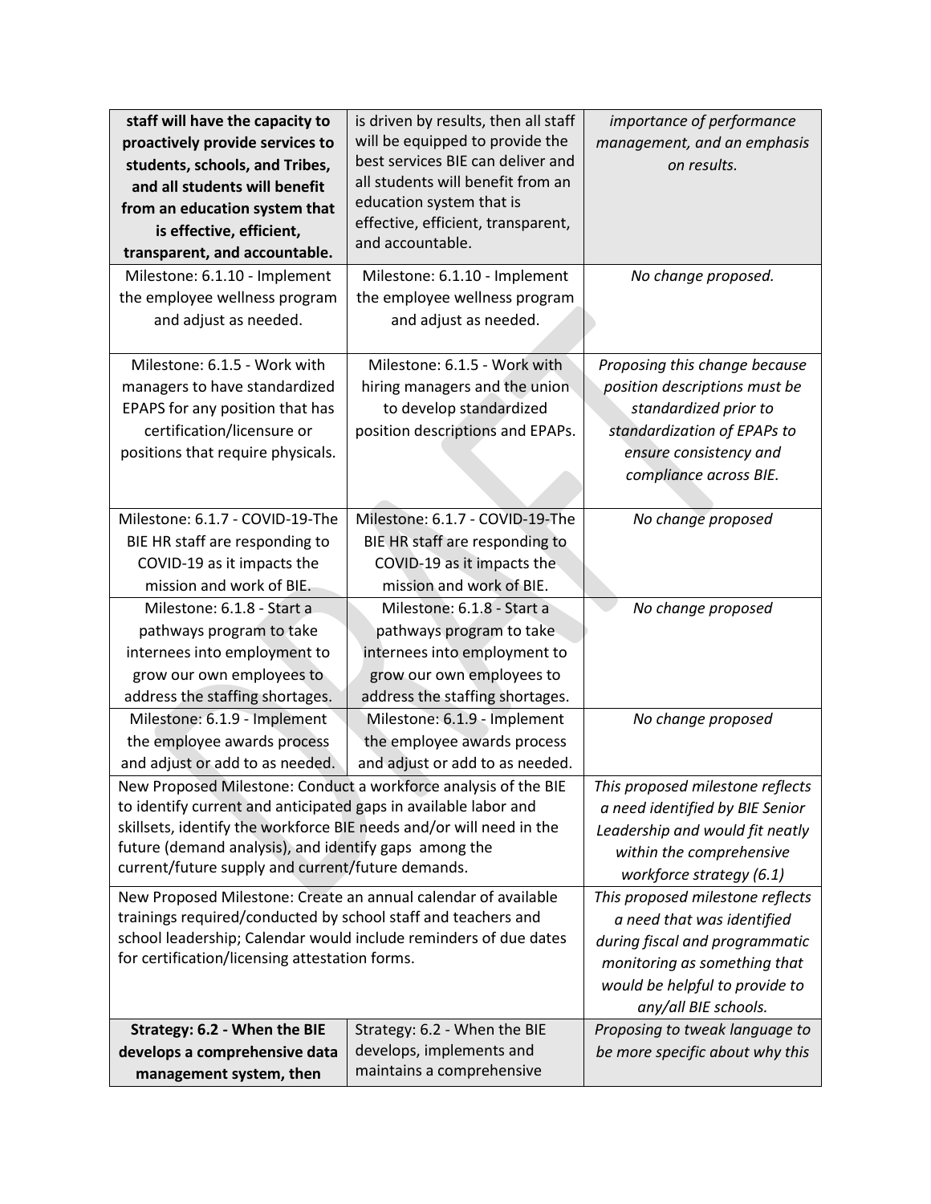| | | |
|---|---|---|
| **staff will have the capacity to proactively provide services to students, schools, and Tribes, and all students will benefit from an education system that is effective, efficient, transparent, and accountable.** | is driven by results, then all staff will be equipped to provide the best services BIE can deliver and all students will benefit from an education system that is effective, efficient, transparent, and accountable. | *importance of performance management, and an emphasis on results.* |
| Milestone: 6.1.10 - Implement the employee wellness program and adjust as needed. | Milestone: 6.1.10 - Implement the employee wellness program and adjust as needed. | *No change proposed.* |
| Milestone: 6.1.5 - Work with managers to have standardized EPAPS for any position that has certification/licensure or positions that require physicals. | Milestone: 6.1.5 - Work with hiring managers and the union to develop standardized position descriptions and EPAPs. | *Proposing this change because position descriptions must be standardized prior to standardization of EPAPs to ensure consistency and compliance across BIE.* |
| Milestone: 6.1.7 - COVID-19-The BIE HR staff are responding to COVID-19 as it impacts the mission and work of BIE. | Milestone: 6.1.7 - COVID-19-The BIE HR staff are responding to COVID-19 as it impacts the mission and work of BIE. | *No change proposed* |
| Milestone: 6.1.8 - Start a pathways program to take internees into employment to grow our own employees to address the staffing shortages. | Milestone: 6.1.8 - Start a pathways program to take internees into employment to grow our own employees to address the staffing shortages. | *No change proposed* |
| Milestone: 6.1.9 - Implement the employee awards process and adjust or add to as needed. | Milestone: 6.1.9 - Implement the employee awards process and adjust or add to as needed. | *No change proposed* |
| New Proposed Milestone: Conduct a workforce analysis of the BIE to identify current and anticipated gaps in available labor and skillsets, identify the workforce BIE needs and/or will need in the future (demand analysis), and identify gaps among the current/future supply and current/future demands. | | *This proposed milestone reflects a need identified by BIE Senior Leadership and would fit neatly within the comprehensive workforce strategy (6.1)* |
| New Proposed Milestone: Create an annual calendar of available trainings required/conducted by school staff and teachers and school leadership; Calendar would include reminders of due dates for certification/licensing attestation forms. | | *This proposed milestone reflects a need that was identified during fiscal and programmatic monitoring as something that would be helpful to provide to any/all BIE schools.* |
| **Strategy: 6.2 - When the BIE develops a comprehensive data management system, then** | Strategy: 6.2 - When the BIE develops, implements and maintains a comprehensive | *Proposing to tweak language to be more specific about why this* |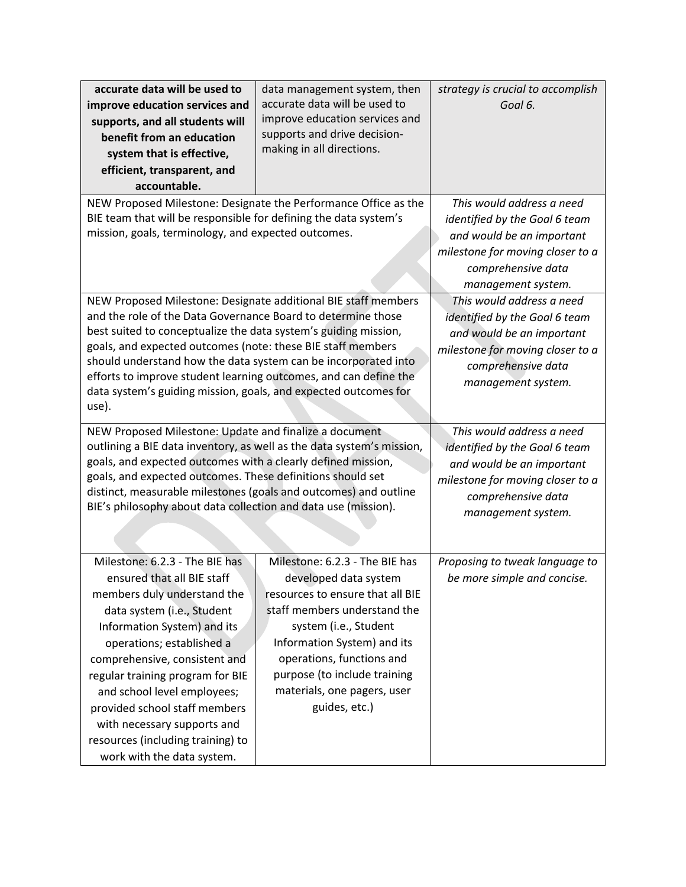| | | |
|---|---|---|
| **accurate data will be used to improve education services and supports, and all students will benefit from an education system that is effective, efficient, transparent, and accountable.** | data management system, then accurate data will be used to improve education services and supports and drive decision-making in all directions. | *strategy is crucial to accomplish Goal 6.* |
| NEW Proposed Milestone: Designate the Performance Office as the BIE team that will be responsible for defining the data system's mission, goals, terminology, and expected outcomes. | | *This would address a need identified by the Goal 6 team and would be an important milestone for moving closer to a comprehensive data management system.* |
| NEW Proposed Milestone: Designate additional BIE staff members and the role of the Data Governance Board to determine those best suited to conceptualize the data system's guiding mission, goals, and expected outcomes (note: these BIE staff members should understand how the data system can be incorporated into efforts to improve student learning outcomes, and can define the data system's guiding mission, goals, and expected outcomes for use). | | *This would address a need identified by the Goal 6 team and would be an important milestone for moving closer to a comprehensive data management system.* |
| NEW Proposed Milestone: Update and finalize a document outlining a BIE data inventory, as well as the data system's mission, goals, and expected outcomes with a clearly defined mission, goals, and expected outcomes. These definitions should set distinct, measurable milestones (goals and outcomes) and outline BIE's philosophy about data collection and data use (mission). | | *This would address a need identified by the Goal 6 team and would be an important milestone for moving closer to a comprehensive data management system.* |
| Milestone: 6.2.3 - The BIE has ensured that all BIE staff members duly understand the data system (i.e., Student Information System) and its operations; established a comprehensive, consistent and regular training program for BIE and school level employees; provided school staff members with necessary supports and resources (including training) to work with the data system. | Milestone: 6.2.3 - The BIE has developed data system resources to ensure that all BIE staff members understand the system (i.e., Student Information System) and its operations, functions and purpose (to include training materials, one pagers, user guides, etc.) | *Proposing to tweak language to be more simple and concise.* |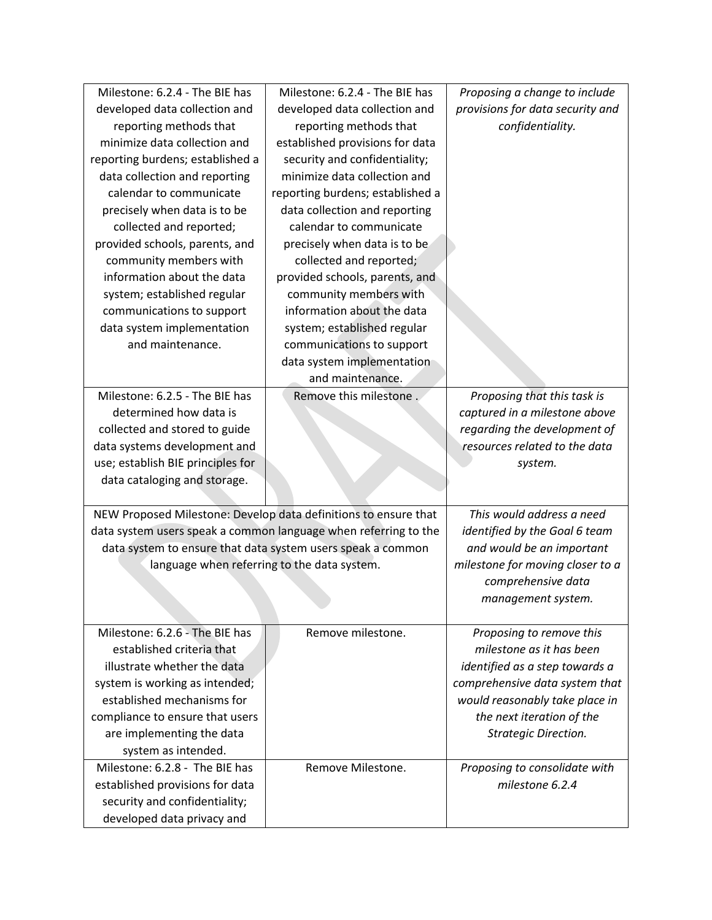| | | |
|---|---|---|
| Milestone: 6.2.4 - The BIE has developed data collection and reporting methods that minimize data collection and reporting burdens; established a data collection and reporting calendar to communicate precisely when data is to be collected and reported; provided schools, parents, and community members with information about the data system; established regular communications to support data system implementation and maintenance. | Milestone: 6.2.4 - The BIE has developed data collection and reporting methods that established provisions for data security and confidentiality; minimize data collection and reporting burdens; established a data collection and reporting calendar to communicate precisely when data is to be collected and reported; provided schools, parents, and community members with information about the data system; established regular communications to support data system implementation and maintenance. | *Proposing a change to include provisions for data security and confidentiality.* |
| Milestone: 6.2.5 - The BIE has determined how data is collected and stored to guide data systems development and use; establish BIE principles for data cataloging and storage. | Remove this milestone . | *Proposing that this task is captured in a milestone above regarding the development of resources related to the data system.* |
| NEW Proposed Milestone: Develop data definitions to ensure that data system users speak a common language when referring to the data system to ensure that data system users speak a common language when referring to the data system. | | *This would address a need identified by the Goal 6 team and would be an important milestone for moving closer to a comprehensive data management system.* |
| Milestone: 6.2.6 - The BIE has established criteria that illustrate whether the data system is working as intended; established mechanisms for compliance to ensure that users are implementing the data system as intended. | Remove milestone. | *Proposing to remove this milestone as it has been identified as a step towards a comprehensive data system that would reasonably take place in the next iteration of the Strategic Direction.* |
| Milestone: 6.2.8 - The BIE has established provisions for data security and confidentiality; developed data privacy and | Remove Milestone. | *Proposing to consolidate with milestone 6.2.4* |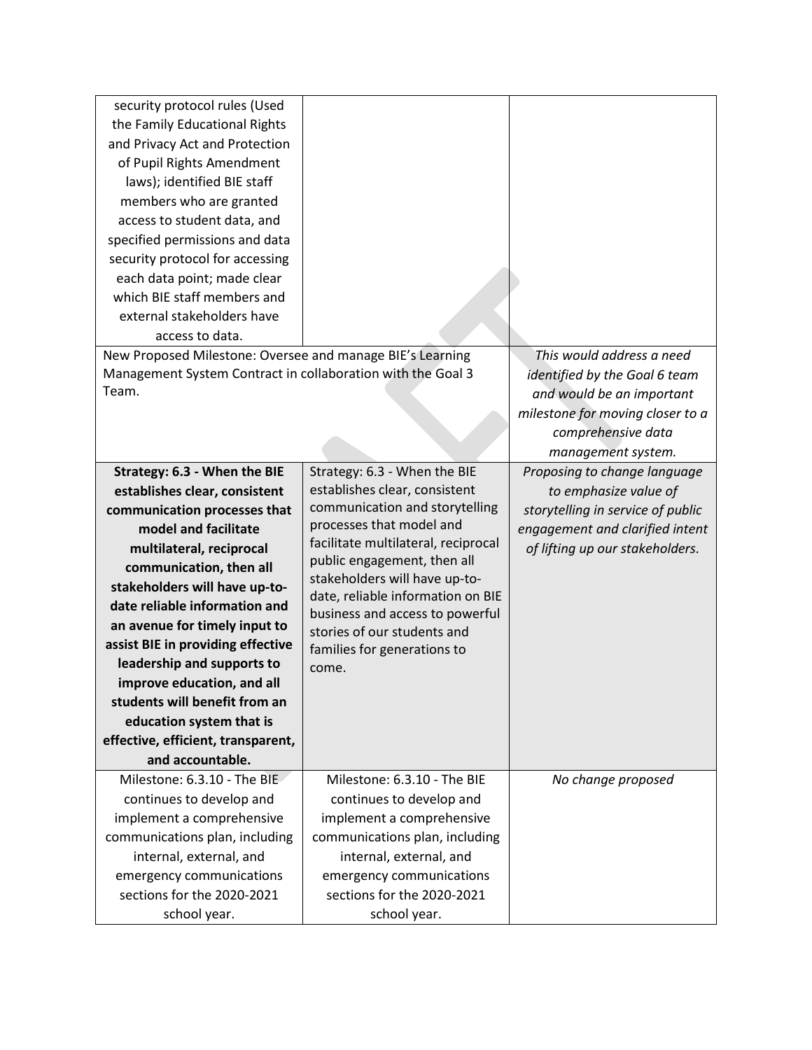| | | |
|---|---|---|
| security protocol rules (Used the Family Educational Rights and Privacy Act and Protection of Pupil Rights Amendment laws); identified BIE staff members who are granted access to student data, and specified permissions and data security protocol for accessing each data point; made clear which BIE staff members and external stakeholders have access to data. | | |
| New Proposed Milestone: Oversee and manage BIE's Learning Management System Contract in collaboration with the Goal 3 Team. | | *This would address a need identified by the Goal 6 team and would be an important milestone for moving closer to a comprehensive data management system.* |
| **Strategy: 6.3 - When the BIE establishes clear, consistent communication processes that model and facilitate multilateral, reciprocal communication, then all stakeholders will have up-to-date reliable information and an avenue for timely input to assist BIE in providing effective leadership and supports to improve education, and all students will benefit from an education system that is effective, efficient, transparent, and accountable.** | Strategy: 6.3 - When the BIE establishes clear, consistent communication and storytelling processes that model and facilitate multilateral, reciprocal public engagement, then all stakeholders will have up-to-date, reliable information on BIE business and access to powerful stories of our students and families for generations to come. | *Proposing to change language to emphasize value of storytelling in service of public engagement and clarified intent of lifting up our stakeholders.* |
| Milestone: 6.3.10 - The BIE continues to develop and implement a comprehensive communications plan, including internal, external, and emergency communications sections for the 2020-2021 school year. | Milestone: 6.3.10 - The BIE continues to develop and implement a comprehensive communications plan, including internal, external, and emergency communications sections for the 2020-2021 school year. | *No change proposed* |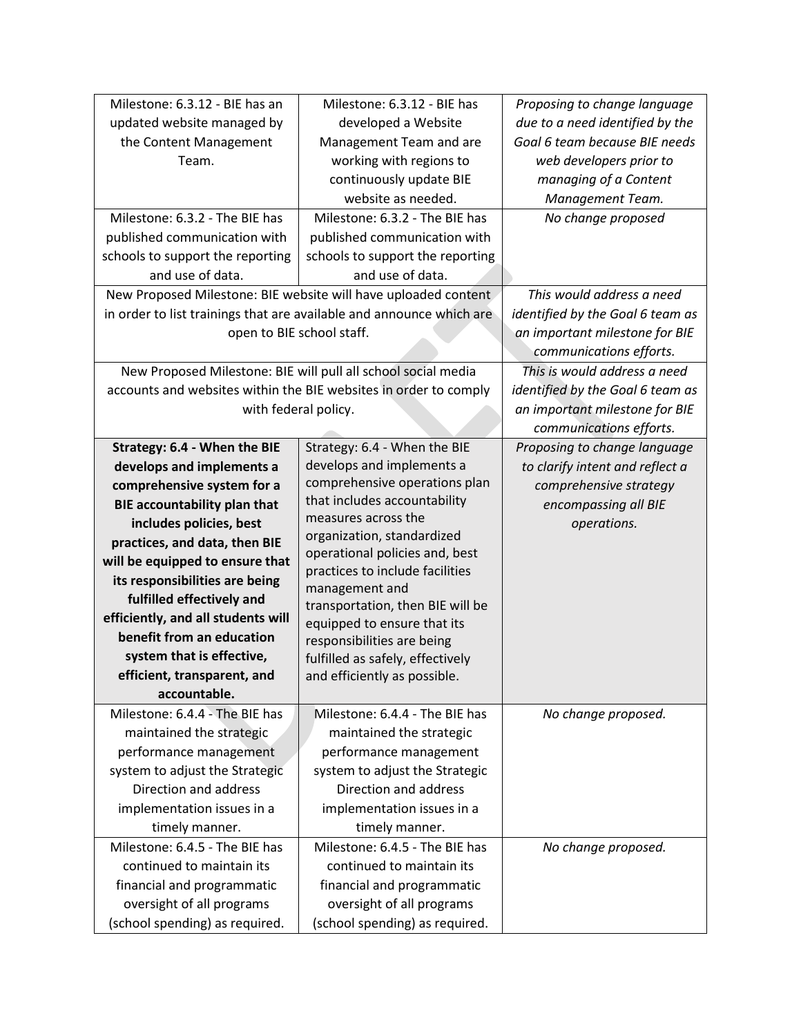| | | |
|---|---|---|
| Milestone: 6.3.12 - BIE has an updated website managed by the Content Management Team. | Milestone: 6.3.12 - BIE has developed a Website Management Team and are working with regions to continuously update BIE website as needed. | *Proposing to change language due to a need identified by the Goal 6 team because BIE needs web developers prior to managing of a Content Management Team.* |
| Milestone: 6.3.2 - The BIE has published communication with schools to support the reporting and use of data. | Milestone: 6.3.2 - The BIE has published communication with schools to support the reporting and use of data. | *No change proposed* |
| New Proposed Milestone: BIE website will have uploaded content in order to list trainings that are available and announce which are open to BIE school staff. | | *This would address a need identified by the Goal 6 team as an important milestone for BIE communications efforts.* |
| New Proposed Milestone: BIE will pull all school social media accounts and websites within the BIE websites in order to comply with federal policy. | | *This is would address a need identified by the Goal 6 team as an important milestone for BIE communications efforts.* |
| **Strategy: 6.4 - When the BIE develops and implements a comprehensive system for a BIE accountability plan that includes policies, best practices, and data, then BIE will be equipped to ensure that its responsibilities are being fulfilled effectively and efficiently, and all students will benefit from an education system that is effective, efficient, transparent, and accountable.** | Strategy: 6.4 - When the BIE develops and implements a comprehensive operations plan that includes accountability measures across the organization, standardized operational policies and, best practices to include facilities management and transportation, then BIE will be equipped to ensure that its responsibilities are being fulfilled as safely, effectively and efficiently as possible. | *Proposing to change language to clarify intent and reflect a comprehensive strategy encompassing all BIE operations.* |
| Milestone: 6.4.4 - The BIE has maintained the strategic performance management system to adjust the Strategic Direction and address implementation issues in a timely manner. | Milestone: 6.4.4 - The BIE has maintained the strategic performance management system to adjust the Strategic Direction and address implementation issues in a timely manner. | *No change proposed.* |
| Milestone: 6.4.5 - The BIE has continued to maintain its financial and programmatic oversight of all programs (school spending) as required. | Milestone: 6.4.5 - The BIE has continued to maintain its financial and programmatic oversight of all programs (school spending) as required. | *No change proposed.* |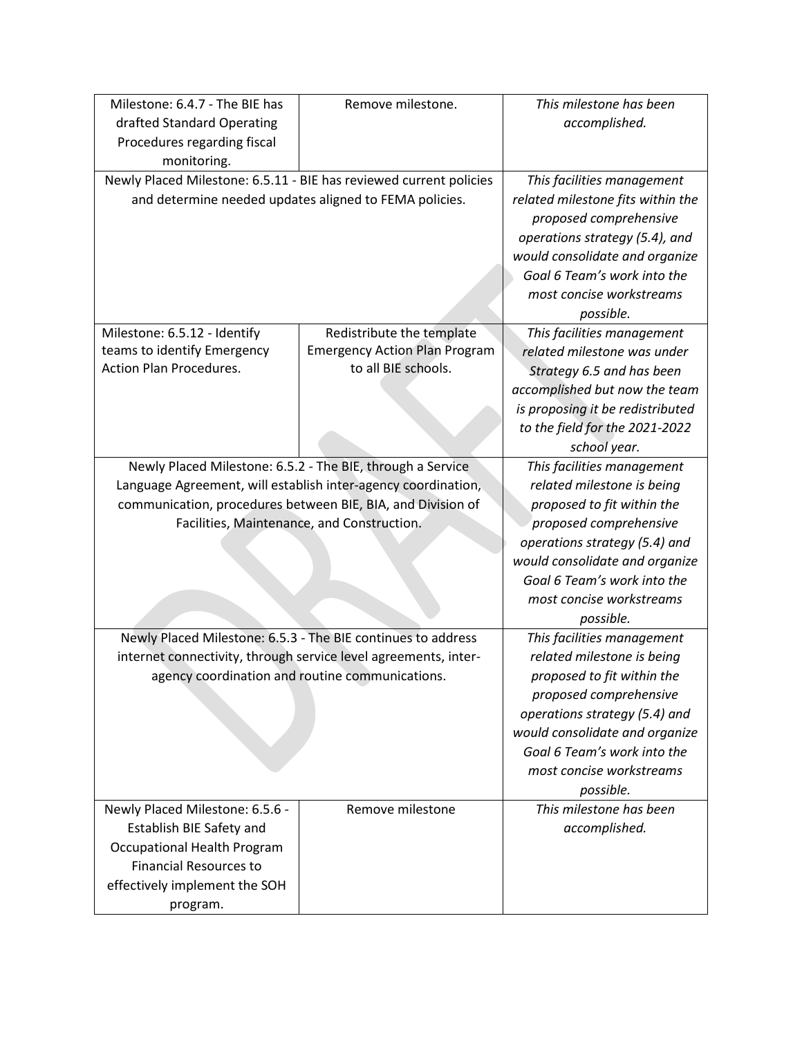| | | |
|---|---|---|
| Milestone: 6.4.7 - The BIE has drafted Standard Operating Procedures regarding fiscal monitoring. | Remove milestone. | *This milestone has been accomplished.* |
| Newly Placed Milestone: 6.5.11 - BIE has reviewed current policies and determine needed updates aligned to FEMA policies. | | *This facilities management related milestone fits within the proposed comprehensive operations strategy (5.4), and would consolidate and organize Goal 6 Team's work into the most concise workstreams possible.* |
| Milestone: 6.5.12 - Identify teams to identify Emergency Action Plan Procedures. | Redistribute the template Emergency Action Plan Program to all BIE schools. | *This facilities management related milestone was under Strategy 6.5 and has been accomplished but now the team is proposing it be redistributed to the field for the 2021-2022 school year.* |
| Newly Placed Milestone: 6.5.2 - The BIE, through a Service Language Agreement, will establish inter-agency coordination, communication, procedures between BIE, BIA, and Division of Facilities, Maintenance, and Construction. | | *This facilities management related milestone is being proposed to fit within the proposed comprehensive operations strategy (5.4) and would consolidate and organize Goal 6 Team's work into the most concise workstreams possible.* |
| Newly Placed Milestone: 6.5.3 - The BIE continues to address internet connectivity, through service level agreements, inter-agency coordination and routine communications. | | *This facilities management related milestone is being proposed to fit within the proposed comprehensive operations strategy (5.4) and would consolidate and organize Goal 6 Team's work into the most concise workstreams possible.* |
| Newly Placed Milestone: 6.5.6 - Establish BIE Safety and Occupational Health Program Financial Resources to effectively implement the SOH program. | Remove milestone | *This milestone has been accomplished.* |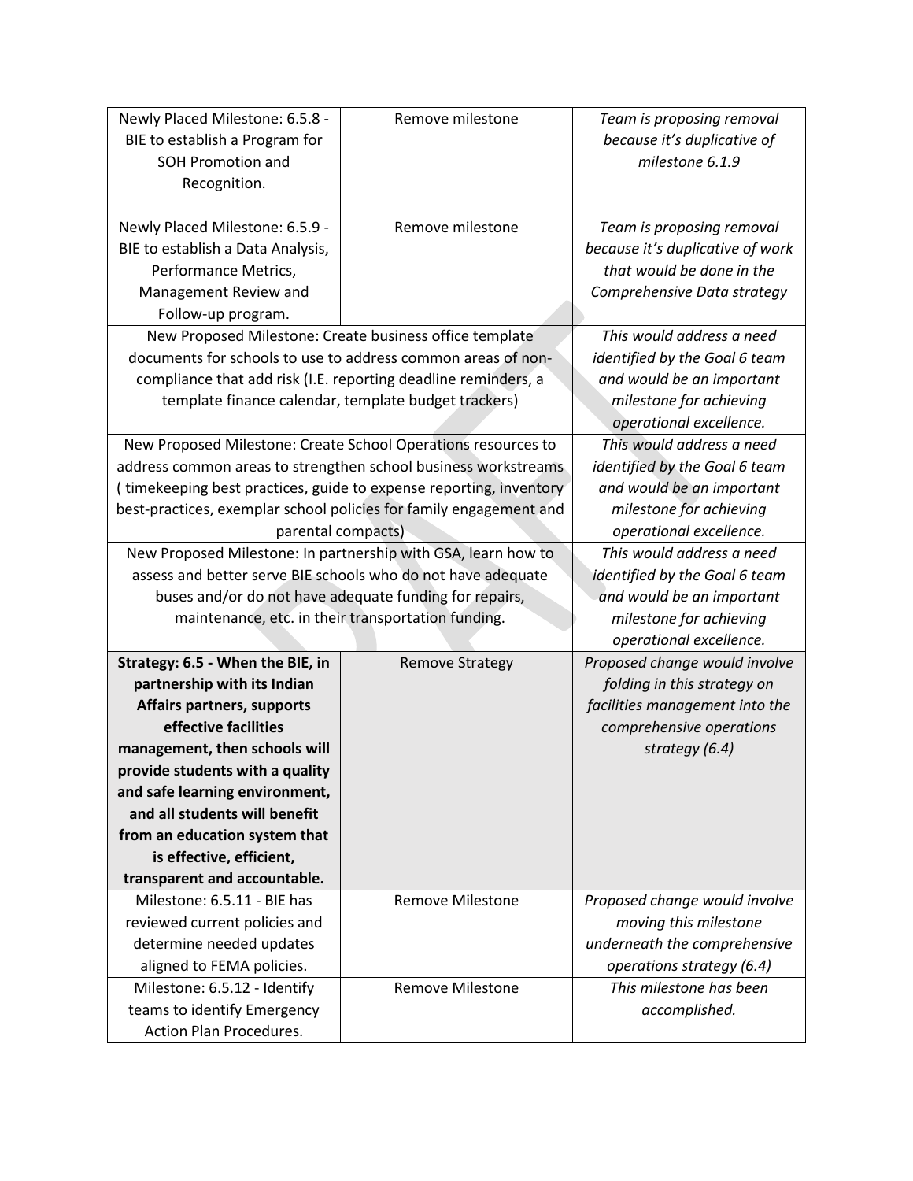| | | |
|---|---|---|
| Newly Placed Milestone: 6.5.8 - BIE to establish a Program for SOH Promotion and Recognition. | Remove milestone | *Team is proposing removal because it's duplicative of milestone 6.1.9* |
| Newly Placed Milestone: 6.5.9 - BIE to establish a Data Analysis, Performance Metrics, Management Review and Follow-up program. | Remove milestone | *Team is proposing removal because it's duplicative of work that would be done in the Comprehensive Data strategy* |
| New Proposed Milestone: Create business office template documents for schools to use to address common areas of non-compliance that add risk (I.E. reporting deadline reminders, a template finance calendar, template budget trackers) | | *This would address a need identified by the Goal 6 team and would be an important milestone for achieving operational excellence.* |
| New Proposed Milestone: Create School Operations resources to address common areas to strengthen school business workstreams ( timekeeping best practices, guide to expense reporting, inventory best-practices, exemplar school policies for family engagement and parental compacts) | | *This would address a need identified by the Goal 6 team and would be an important milestone for achieving operational excellence.* |
| New Proposed Milestone: In partnership with GSA, learn how to assess and better serve BIE schools who do not have adequate buses and/or do not have adequate funding for repairs, maintenance, etc. in their transportation funding. | | *This would address a need identified by the Goal 6 team and would be an important milestone for achieving operational excellence.* |
| **Strategy: 6.5 - When the BIE, in partnership with its Indian Affairs partners, supports effective facilities management, then schools will provide students with a quality and safe learning environment, and all students will benefit from an education system that is effective, efficient, transparent and accountable.** | Remove Strategy | *Proposed change would involve folding in this strategy on facilities management into the comprehensive operations strategy (6.4)* |
| Milestone: 6.5.11 - BIE has reviewed current policies and determine needed updates aligned to FEMA policies. | Remove Milestone | *Proposed change would involve moving this milestone underneath the comprehensive operations strategy (6.4)* |
| Milestone: 6.5.12 - Identify teams to identify Emergency Action Plan Procedures. | Remove Milestone | *This milestone has been accomplished.* |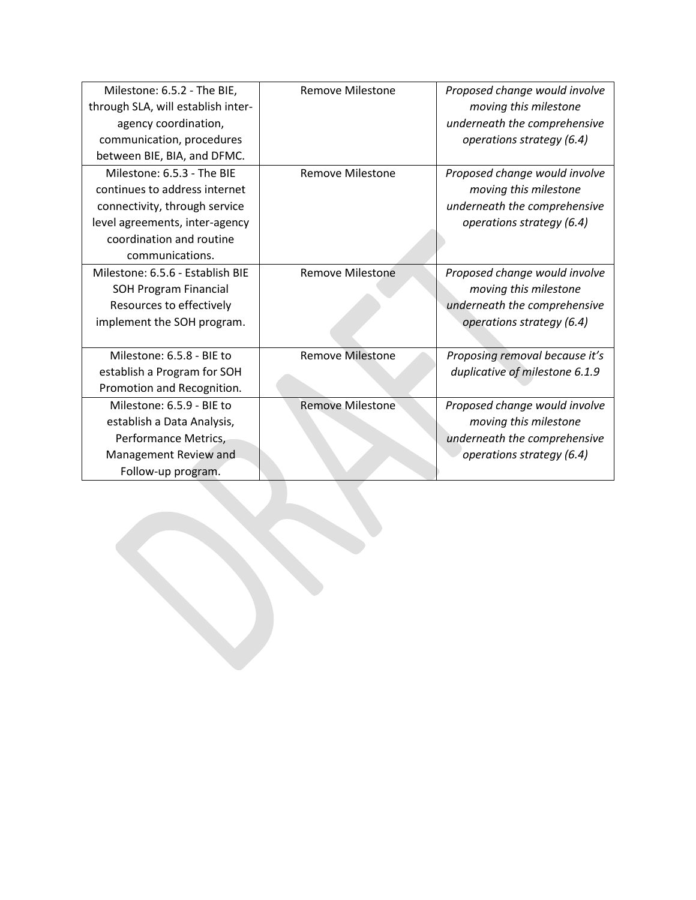| | | |
|---|---|---|
| Milestone: 6.5.2 - The BIE, through SLA, will establish inter-agency coordination, communication, procedures between BIE, BIA, and DFMC. | Remove Milestone | *Proposed change would involve moving this milestone underneath the comprehensive operations strategy (6.4)* |
| Milestone: 6.5.3 - The BIE continues to address internet connectivity, through service level agreements, inter-agency coordination and routine communications. | Remove Milestone | *Proposed change would involve moving this milestone underneath the comprehensive operations strategy (6.4)* |
| Milestone: 6.5.6 - Establish BIE SOH Program Financial Resources to effectively implement the SOH program. | Remove Milestone | *Proposed change would involve moving this milestone underneath the comprehensive operations strategy (6.4)* |
| Milestone: 6.5.8 - BIE to establish a Program for SOH Promotion and Recognition. | Remove Milestone | *Proposing removal because it's duplicative of milestone 6.1.9* |
| Milestone: 6.5.9 - BIE to establish a Data Analysis, Performance Metrics, Management Review and Follow-up program. | Remove Milestone | *Proposed change would involve moving this milestone underneath the comprehensive operations strategy (6.4)* |